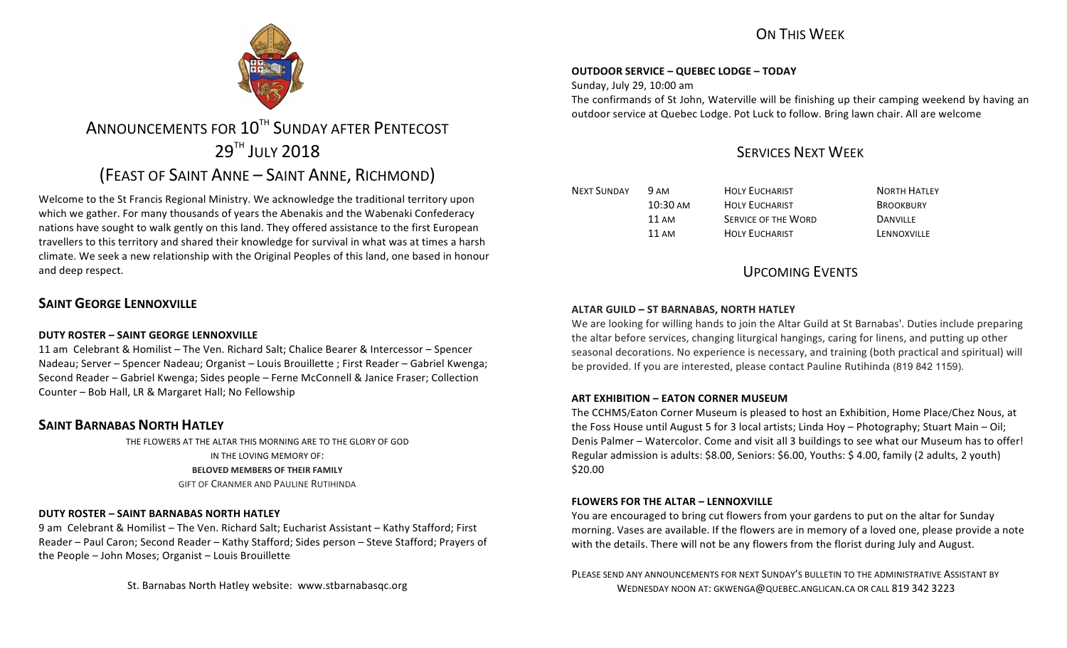# ANNOUNCEMENTS FOR 10TH SUNDAY AFTER PENTECOST
# 29TH JULY 2018
# (FEAST OF SAINT ANNE – SAINT ANNE, RICHMOND)

Welcome to the St Francis Regional Ministry. We acknowledge the traditional territory upon which we gather. For many thousands of years the Abenakis and the Wabenaki Confederacy nations have sought to walk gently on this land. They offered assistance to the first European travellers to this territory and shared their knowledge for survival in what was at times a harsh climate. We seek a new relationship with the Original Peoples of this land, one based in honour and deep respect.

## SAINT GEORGE LENNOXVILLE

**DUTY ROSTER – SAINT GEORGE LENNOXVILLE**

11 am Celebrant & Homilist – The Ven. Richard Salt; Chalice Bearer & Intercessor – Spencer Nadeau; Server – Spencer Nadeau; Organist – Louis Brouillette ; First Reader – Gabriel Kwenga; Second Reader – Gabriel Kwenga; Sides people – Ferne McConnell & Janice Fraser; Collection Counter – Bob Hall, LR & Margaret Hall; No Fellowship

## SAINT BARNABAS NORTH HATLEY

THE FLOWERS AT THE ALTAR THIS MORNING ARE TO THE GLORY OF GOD
IN THE LOVING MEMORY OF:
**BELOVED MEMBERS OF THEIR FAMILY**
GIFT OF CRANMER AND PAULINE RUTIHINDA

**DUTY ROSTER – SAINT BARNABAS NORTH HATLEY**

9 am Celebrant & Homilist – The Ven. Richard Salt; Eucharist Assistant – Kathy Stafford; First Reader – Paul Caron; Second Reader – Kathy Stafford; Sides person – Steve Stafford; Prayers of the People – John Moses; Organist – Louis Brouillette

St. Barnabas North Hatley website: www.stbarnabasqc.org

## ON THIS WEEK

**OUTDOOR SERVICE – QUEBEC LODGE – TODAY**

Sunday, July 29, 10:00 am

The confirmands of St John, Waterville will be finishing up their camping weekend by having an outdoor service at Quebec Lodge. Pot Luck to follow. Bring lawn chair. All are welcome

## SERVICES NEXT WEEK

| NEXT SUNDAY | 9 AM | HOLY EUCHARIST | NORTH HATLEY |
|---|---|---|---|
| | 10:30 AM | HOLY EUCHARIST | BROOKBURY |
| | 11 AM | SERVICE OF THE WORD | DANVILLE |
| | 11 AM | HOLY EUCHARIST | LENNOXVILLE |

## UPCOMING EVENTS

**ALTAR GUILD – ST BARNABAS, NORTH HATLEY**

We are looking for willing hands to join the Altar Guild at St Barnabas'. Duties include preparing the altar before services, changing liturgical hangings, caring for linens, and putting up other seasonal decorations. No experience is necessary, and training (both practical and spiritual) will be provided. If you are interested, please contact Pauline Rutihinda (819 842 1159).

**ART EXHIBITION – EATON CORNER MUSEUM**

The CCHMS/Eaton Corner Museum is pleased to host an Exhibition, Home Place/Chez Nous, at the Foss House until August 5 for 3 local artists; Linda Hoy – Photography; Stuart Main – Oil; Denis Palmer – Watercolor. Come and visit all 3 buildings to see what our Museum has to offer! Regular admission is adults: $8.00, Seniors: $6.00, Youths: $ 4.00, family (2 adults, 2 youth) $20.00

**FLOWERS FOR THE ALTAR – LENNOXVILLE**

You are encouraged to bring cut flowers from your gardens to put on the altar for Sunday morning. Vases are available. If the flowers are in memory of a loved one, please provide a note with the details. There will not be any flowers from the florist during July and August.

PLEASE SEND ANY ANNOUNCEMENTS FOR NEXT SUNDAY'S BULLETIN TO THE ADMINISTRATIVE ASSISTANT BY WEDNESDAY NOON AT: GKWENGA@QUEBEC.ANGLICAN.CA OR CALL 819 342 3223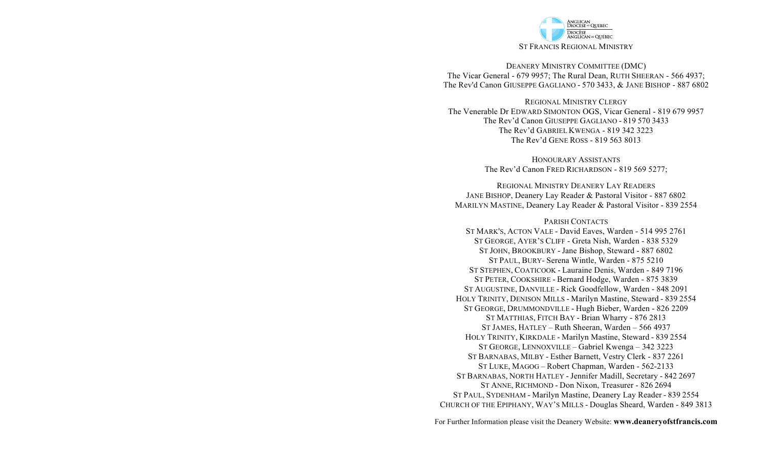Anglican Diocese of Quebec
Diocèse Anglican de Québec

ST FRANCIS REGIONAL MINISTRY

DEANERY MINISTRY COMMITTEE (DMC)
The Vicar General - 679 9957; The Rural Dean, RUTH SHEERAN - 566 4937;
The Rev'd Canon GIUSEPPE GAGLIANO - 570 3433, & JANE BISHOP - 887 6802

REGIONAL MINISTRY CLERGY
The Venerable Dr EDWARD SIMONTON OGS, Vicar General - 819 679 9957
The Rev'd Canon GIUSEPPE GAGLIANO - 819 570 3433
The Rev'd GABRIEL KWENGA - 819 342 3223
The Rev'd GENE ROSS - 819 563 8013

HONOURARY ASSISTANTS
The Rev'd Canon FRED RICHARDSON - 819 569 5277;

REGIONAL MINISTRY DEANERY LAY READERS
JANE BISHOP, Deanery Lay Reader & Pastoral Visitor - 887 6802
MARILYN MASTINE, Deanery Lay Reader & Pastoral Visitor - 839 2554

PARISH CONTACTS
ST MARK'S, ACTON VALE - David Eaves, Warden - 514 995 2761
ST GEORGE, AYER'S CLIFF - Greta Nish, Warden - 838 5329
ST JOHN, BROOKBURY - Jane Bishop, Steward - 887 6802
ST PAUL, BURY- Serena Wintle, Warden - 875 5210
ST STEPHEN, COATICOOK - Lauraine Denis, Warden - 849 7196
ST PETER, COOKSHIRE - Bernard Hodge, Warden - 875 3839
ST AUGUSTINE, DANVILLE - Rick Goodfellow, Warden - 848 2091
HOLY TRINITY, DENISON MILLS - Marilyn Mastine, Steward - 839 2554
ST GEORGE, DRUMMONDVILLE - Hugh Bieber, Warden - 826 2209
ST MATTHIAS, FITCH BAY - Brian Wharry - 876 2813
ST JAMES, HATLEY – Ruth Sheeran, Warden – 566 4937
HOLY TRINITY, KIRKDALE - Marilyn Mastine, Steward - 839 2554
ST GEORGE, LENNOXVILLE – Gabriel Kwenga – 342 3223
ST BARNABAS, MILBY - Esther Barnett, Vestry Clerk - 837 2261
ST LUKE, MAGOG – Robert Chapman, Warden - 562-2133
ST BARNABAS, NORTH HATLEY - Jennifer Madill, Secretary - 842 2697
ST ANNE, RICHMOND - Don Nixon, Treasurer - 826 2694
ST PAUL, SYDENHAM - Marilyn Mastine, Deanery Lay Reader - 839 2554
CHURCH OF THE EPIPHANY, WAY'S MILLS - Douglas Sheard, Warden - 849 3813

For Further Information please visit the Deanery Website: **www.deaneryofstfrancis.com**